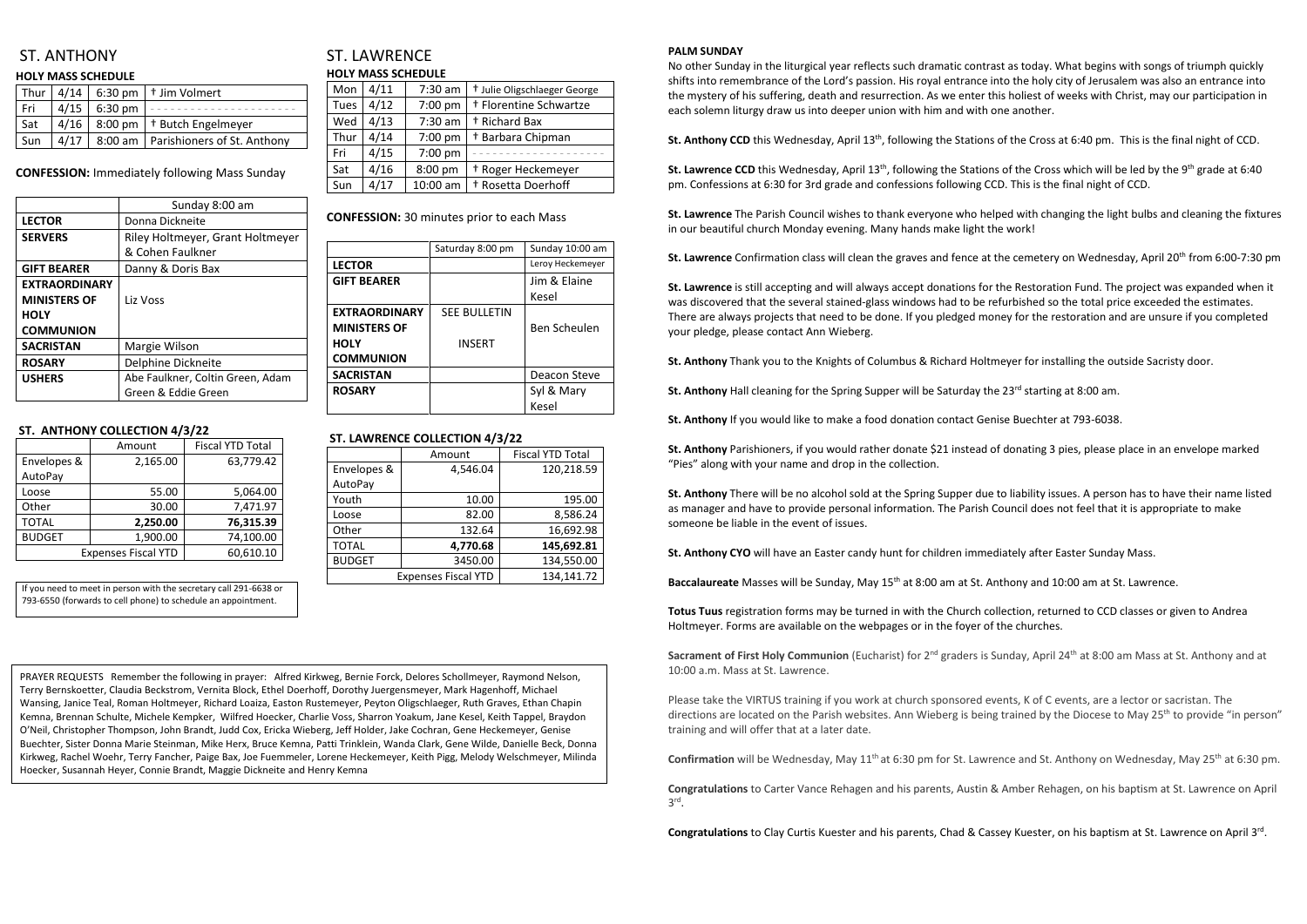# ST. ANTHONY

### HOLY MASS SCHEDULE

| | | | |
|---|---|---|---|
| Thur | 4/14 | 6:30 pm | † Jim Volmert |
| Fri | 4/15 | 6:30 pm | --------------------- |
| Sat | 4/16 | 8:00 pm | † Butch Engelmeyer |
| Sun | 4/17 | 8:00 am | Parishioners of St. Anthony |

**CONFESSION:** Immediately following Mass Sunday

| | Sunday 8:00 am |
|---|---|
| **LECTOR** | Donna Dickneite |
| **SERVERS** | Riley Holtmeyer, Grant Holtmeyer & Cohen Faulkner |
| **GIFT BEARER** | Danny & Doris Bax |
| **EXTRAORDINARY MINISTERS OF HOLY COMMUNION** | Liz Voss |
| **SACRISTAN** | Margie Wilson |
| **ROSARY** | Delphine Dickneite |
| **USHERS** | Abe Faulkner, Coltin Green, Adam Green & Eddie Green |

### ST. ANTHONY COLLECTION 4/3/22

| | Amount | Fiscal YTD Total |
|---|---|---|
| Envelopes & AutoPay | 2,165.00 | 63,779.42 |
| Loose | 55.00 | 5,064.00 |
| Other | 30.00 | 7,471.97 |
| TOTAL | **2,250.00** | **76,315.39** |
| BUDGET | 1,900.00 | 74,100.00 |
| Expenses Fiscal YTD | | 60,610.10 |

If you need to meet in person with the secretary call 291-6638 or 793-6550 (forwards to cell phone) to schedule an appointment.

# ST. LAWRENCE

### HOLY MASS SCHEDULE

| | | | |
|---|---|---|---|
| Mon | 4/11 | 7:30 am | † Julie Oligschlaeger George |
| Tues | 4/12 | 7:00 pm | † Florentine Schwartze |
| Wed | 4/13 | 7:30 am | † Richard Bax |
| Thur | 4/14 | 7:00 pm | † Barbara Chipman |
| Fri | 4/15 | 7:00 pm | --------------------- |
| Sat | 4/16 | 8:00 pm | † Roger Heckemeyer |
| Sun | 4/17 | 10:00 am | † Rosetta Doerhoff |

**CONFESSION:** 30 minutes prior to each Mass

| | Saturday 8:00 pm | Sunday 10:00 am |
|---|---|---|
| **LECTOR** | | Leroy Heckemeyer |
| **GIFT BEARER** | | Jim & Elaine Kesel |
| **EXTRAORDINARY MINISTERS OF HOLY COMMUNION** | SEE BULLETIN INSERT | Ben Scheulen |
| **SACRISTAN** | | Deacon Steve |
| **ROSARY** | | Syl & Mary Kesel |

### ST. LAWRENCE COLLECTION 4/3/22

| | Amount | Fiscal YTD Total |
|---|---|---|
| Envelopes & AutoPay | 4,546.04 | 120,218.59 |
| Youth | 10.00 | 195.00 |
| Loose | 82.00 | 8,586.24 |
| Other | 132.64 | 16,692.98 |
| TOTAL | **4,770.68** | **145,692.81** |
| BUDGET | 3450.00 | 134,550.00 |
| Expenses Fiscal YTD | | 134,141.72 |

PRAYER REQUESTS Remember the following in prayer: Alfred Kirkweg, Bernie Forck, Delores Schollmeyer, Raymond Nelson, Terry Bernskoetter, Claudia Beckstrom, Vernita Block, Ethel Doerhoff, Dorothy Juergensmeyer, Mark Hagenhoff, Michael Wansing, Janice Teal, Roman Holtmeyer, Richard Loaiza, Easton Rustemeyer, Peyton Oligschlaeger, Ruth Graves, Ethan Chapin Kemna, Brennan Schulte, Michele Kempker, Wilfred Hoecker, Charlie Voss, Sharron Yoakum, Jane Kesel, Keith Tappel, Braydon O'Neil, Christopher Thompson, John Brandt, Judd Cox, Ericka Wieberg, Jeff Holder, Jake Cochran, Gene Heckemeyer, Genise Buechter, Sister Donna Marie Steinman, Mike Herx, Bruce Kemna, Patti Trinklein, Wanda Clark, Gene Wilde, Danielle Beck, Donna Kirkweg, Rachel Woehr, Terry Fancher, Paige Bax, Joe Fuemmeler, Lorene Heckemeyer, Keith Pigg, Melody Welschmeyer, Milinda Hoecker, Susannah Heyer, Connie Brandt, Maggie Dickneite and Henry Kemna

**PALM SUNDAY**

No other Sunday in the liturgical year reflects such dramatic contrast as today. What begins with songs of triumph quickly shifts into remembrance of the Lord's passion. His royal entrance into the holy city of Jerusalem was also an entrance into the mystery of his suffering, death and resurrection. As we enter this holiest of weeks with Christ, may our participation in each solemn liturgy draw us into deeper union with him and with one another.

**St. Anthony CCD** this Wednesday, April 13th, following the Stations of the Cross at 6:40 pm. This is the final night of CCD.

**St. Lawrence CCD** this Wednesday, April 13th, following the Stations of the Cross which will be led by the 9th grade at 6:40 pm. Confessions at 6:30 for 3rd grade and confessions following CCD. This is the final night of CCD.

**St. Lawrence** The Parish Council wishes to thank everyone who helped with changing the light bulbs and cleaning the fixtures in our beautiful church Monday evening. Many hands make light the work!

**St. Lawrence** Confirmation class will clean the graves and fence at the cemetery on Wednesday, April 20th from 6:00-7:30 pm

**St. Lawrence** is still accepting and will always accept donations for the Restoration Fund. The project was expanded when it was discovered that the several stained-glass windows had to be refurbished so the total price exceeded the estimates. There are always projects that need to be done. If you pledged money for the restoration and are unsure if you completed your pledge, please contact Ann Wieberg.

**St. Anthony** Thank you to the Knights of Columbus & Richard Holtmeyer for installing the outside Sacristy door.

**St. Anthony** Hall cleaning for the Spring Supper will be Saturday the 23rd starting at 8:00 am.

**St. Anthony** If you would like to make a food donation contact Genise Buechter at 793-6038.

**St. Anthony** Parishioners, if you would rather donate $21 instead of donating 3 pies, please place in an envelope marked "Pies" along with your name and drop in the collection.

**St. Anthony** There will be no alcohol sold at the Spring Supper due to liability issues. A person has to have their name listed as manager and have to provide personal information. The Parish Council does not feel that it is appropriate to make someone be liable in the event of issues.

**St. Anthony CYO** will have an Easter candy hunt for children immediately after Easter Sunday Mass.

**Baccalaureate** Masses will be Sunday, May 15th at 8:00 am at St. Anthony and 10:00 am at St. Lawrence.

**Totus Tuus** registration forms may be turned in with the Church collection, returned to CCD classes or given to Andrea Holtmeyer. Forms are available on the webpages or in the foyer of the churches.

**Sacrament of First Holy Communion** (Eucharist) for 2nd graders is Sunday, April 24th at 8:00 am Mass at St. Anthony and at 10:00 a.m. Mass at St. Lawrence.

Please take the VIRTUS training if you work at church sponsored events, K of C events, are a lector or sacristan. The directions are located on the Parish websites. Ann Wieberg is being trained by the Diocese to May 25th to provide "in person" training and will offer that at a later date.

**Confirmation** will be Wednesday, May 11th at 6:30 pm for St. Lawrence and St. Anthony on Wednesday, May 25th at 6:30 pm.

**Congratulations** to Carter Vance Rehagen and his parents, Austin & Amber Rehagen, on his baptism at St. Lawrence on April 3rd.

**Congratulations** to Clay Curtis Kuester and his parents, Chad & Cassey Kuester, on his baptism at St. Lawrence on April 3rd.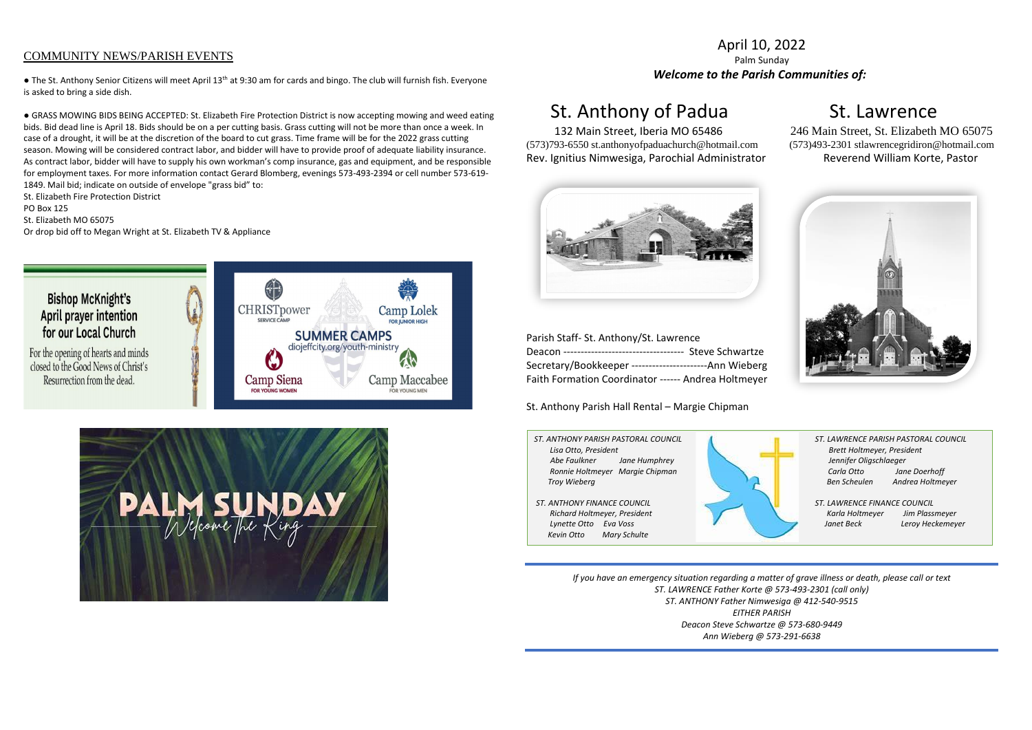## COMMUNITY NEWS/PARISH EVENTS

● The St. Anthony Senior Citizens will meet April 13th at 9:30 am for cards and bingo. The club will furnish fish. Everyone is asked to bring a side dish.

● GRASS MOWING BIDS BEING ACCEPTED: St. Elizabeth Fire Protection District is now accepting mowing and weed eating bids. Bid dead line is April 18. Bids should be on a per cutting basis. Grass cutting will not be more than once a week. In case of a drought, it will be at the discretion of the board to cut grass. Time frame will be for the 2022 grass cutting season. Mowing will be considered contract labor, and bidder will have to provide proof of adequate liability insurance. As contract labor, bidder will have to supply his own workman's comp insurance, gas and equipment, and be responsible for employment taxes. For more information contact Gerard Blomberg, evenings 573-493-2394 or cell number 573-619-1849. Mail bid; indicate on outside of envelope "grass bid" to:
St. Elizabeth Fire Protection District
PO Box 125
St. Elizabeth MO 65075
Or drop bid off to Megan Wright at St. Elizabeth TV & Appliance

**Bishop McKnight's April prayer intention for our Local Church**

For the opening of hearts and minds closed to the Good News of Christ's Resurrection from the dead.

CHRISTpower SERVICE CAMP
Camp Lolek FOR JUNIOR HIGH
SUMMER CAMPS
diojeffcity.org/youth-ministry
Camp Siena FOR YOUNG WOMEN
Camp Maccabee FOR YOUNG MEN

PALM SUNDAY
Welcome the King

April 10, 2022
Palm Sunday
***Welcome to the Parish Communities of:***

# St. Anthony of Padua

132 Main Street, Iberia MO 65486
(573)793-6550 st.anthonyofpaduachurch@hotmail.com
Rev. Ignitius Nimwesiga, Parochial Administrator

# St. Lawrence

246 Main Street, St. Elizabeth MO 65075
(573)493-2301 stlawrencegridiron@hotmail.com
Reverend William Korte, Pastor

Parish Staff- St. Anthony/St. Lawrence
Deacon ------------------------------------ Steve Schwartze
Secretary/Bookkeeper ----------------------Ann Wieberg
Faith Formation Coordinator ------ Andrea Holtmeyer

St. Anthony Parish Hall Rental – Margie Chipman

*ST. ANTHONY PARISH PASTORAL COUNCIL*
*Lisa Otto, President*
*Abe Faulkner Jane Humphrey*
*Ronnie Holtmeyer Margie Chipman*
*Troy Wieberg*

*ST. ANTHONY FINANCE COUNCIL*
*Richard Holtmeyer, President*
*Lynette Otto Eva Voss*
*Kevin Otto Mary Schulte*

*ST. LAWRENCE PARISH PASTORAL COUNCIL*
*Brett Holtmeyer, President*
*Jennifer Oligschlaeger*
*Carla Otto Jane Doerhoff*
*Ben Scheulen Andrea Holtmeyer*

*ST. LAWRENCE FINANCE COUNCIL*
*Karla Holtmeyer Jim Plassmeyer*
*Janet Beck Leroy Heckemeyer*

*If you have an emergency situation regarding a matter of grave illness or death, please call or text*
*ST. LAWRENCE Father Korte @ 573-493-2301 (call only)*
*ST. ANTHONY Father Nimwesiga @ 412-540-9515*
*EITHER PARISH*
*Deacon Steve Schwartze @ 573-680-9449*
*Ann Wieberg @ 573-291-6638*